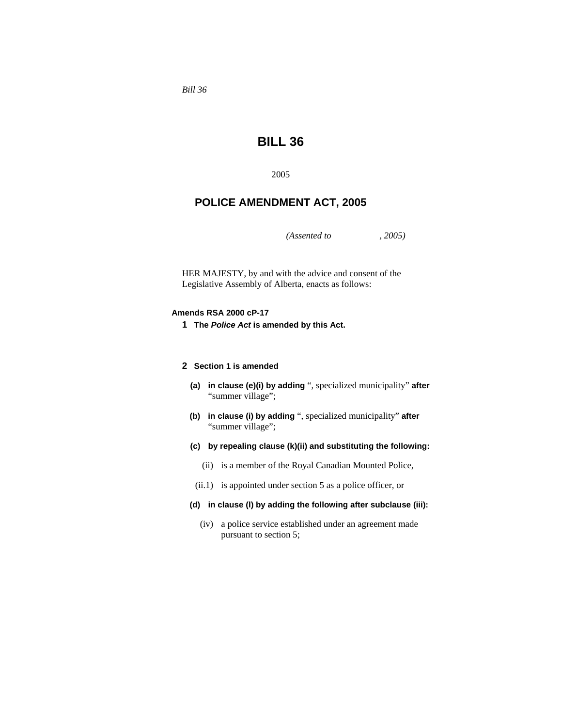*Bill 36*

# BILL 36

2005

## POLICE AMENDMENT ACT, 2005

*(Assented to , 2005)*

HER MAJESTY, by and with the advice and consent of the Legislative Assembly of Alberta, enacts as follows:

**Amends RSA 2000 cP-17**

**1 The *Police Act* is amended by this Act.**

**2 Section 1 is amended**

**(a) in clause (e)(i) by adding** “, specialized municipality” **after** “summer village”;

**(b) in clause (i) by adding** “, specialized municipality” **after** “summer village”;

**(c) by repealing clause (k)(ii) and substituting the following:**

(ii) is a member of the Royal Canadian Mounted Police,

(ii.1) is appointed under section 5 as a police officer, or

**(d) in clause (l) by adding the following after subclause (iii):**

(iv) a police service established under an agreement made pursuant to section 5;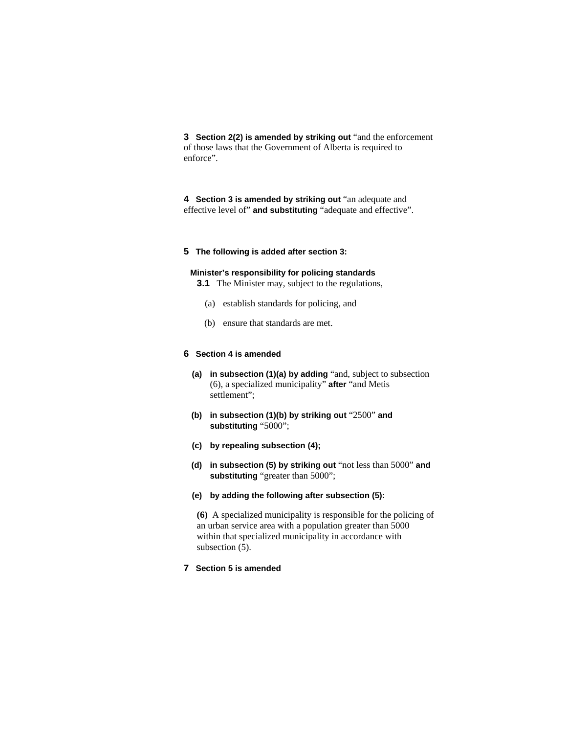**3 Section 2(2) is amended by striking out** "and the enforcement of those laws that the Government of Alberta is required to enforce".

**4 Section 3 is amended by striking out** "an adequate and effective level of" **and substituting** "adequate and effective".

**5 The following is added after section 3:**

**Minister's responsibility for policing standards**

**3.1** The Minister may, subject to the regulations,

(a) establish standards for policing, and

(b) ensure that standards are met.

**6 Section 4 is amended**

**(a) in subsection (1)(a) by adding** "and, subject to subsection (6), a specialized municipality" **after** "and Metis settlement";

**(b) in subsection (1)(b) by striking out** "2500" **and substituting** "5000";

**(c) by repealing subsection (4);**

**(d) in subsection (5) by striking out** "not less than 5000" **and substituting** "greater than 5000";

**(e) by adding the following after subsection (5):**

**(6)** A specialized municipality is responsible for the policing of an urban service area with a population greater than 5000 within that specialized municipality in accordance with subsection (5).

**7 Section 5 is amended**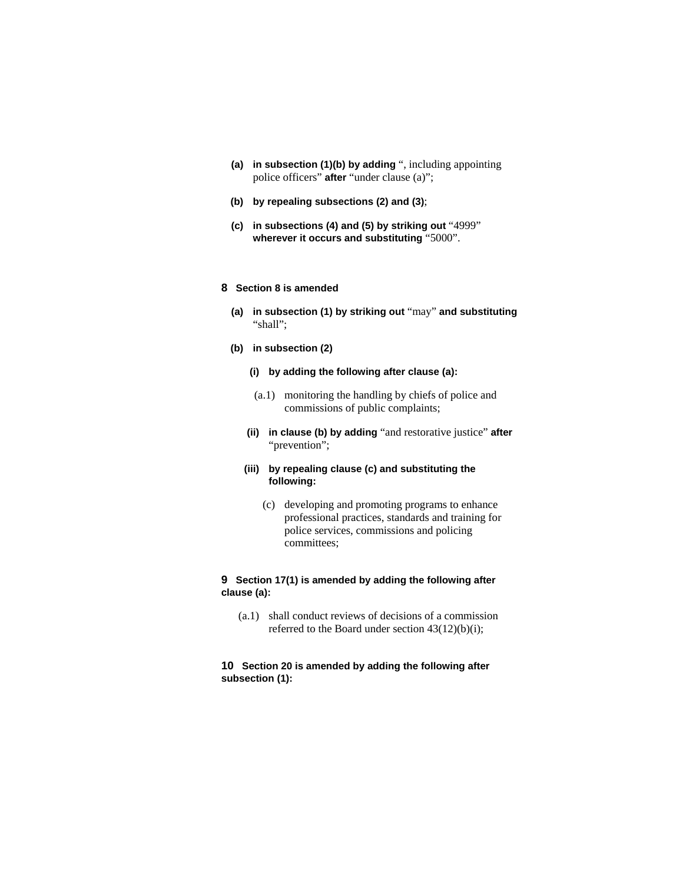**(a)** **in subsection (1)(b) by adding** “, including appointing police officers” **after** “under clause (a)”;

**(b)** **by repealing subsections (2) and (3)**;

**(c)** **in subsections (4) and (5) by striking out** “4999” **wherever it occurs and substituting** “5000”.

**8** **Section 8 is amended**

**(a)** **in subsection (1) by striking out** “may” **and substituting** “shall”;

**(b)** **in subsection (2)**

**(i)** **by adding the following after clause (a):**

(a.1) monitoring the handling by chiefs of police and commissions of public complaints;

**(ii)** **in clause (b) by adding** “and restorative justice” **after** “prevention”;

**(iii)** **by repealing clause (c) and substituting the following:**

(c) developing and promoting programs to enhance professional practices, standards and training for police services, commissions and policing committees;

**9** **Section 17(1) is amended by adding the following after clause (a):**

(a.1) shall conduct reviews of decisions of a commission referred to the Board under section 43(12)(b)(i);

**10** **Section 20 is amended by adding the following after subsection (1):**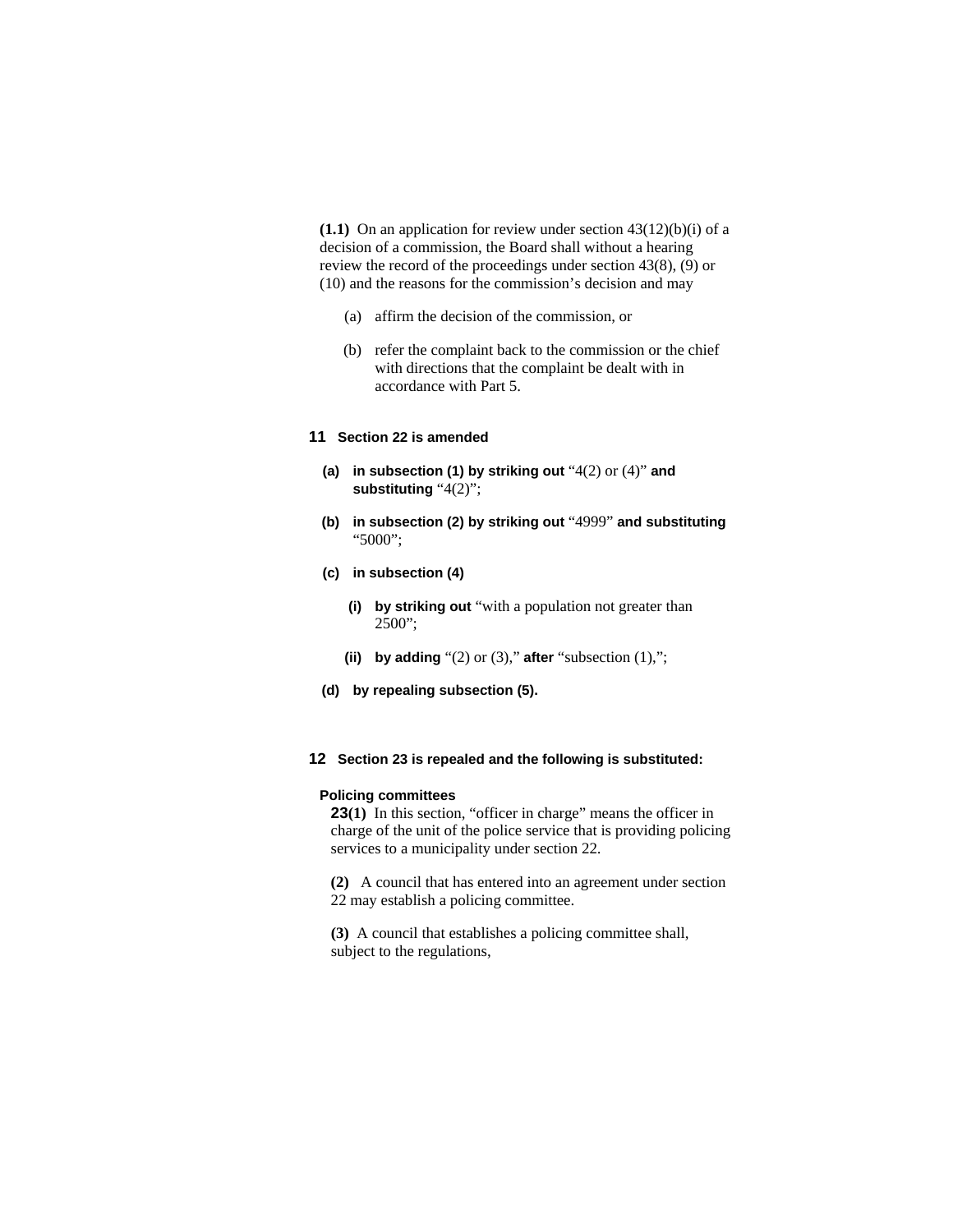**(1.1)** On an application for review under section 43(12)(b)(i) of a decision of a commission, the Board shall without a hearing review the record of the proceedings under section 43(8), (9) or (10) and the reasons for the commission's decision and may

(a) affirm the decision of the commission, or

(b) refer the complaint back to the commission or the chief with directions that the complaint be dealt with in accordance with Part 5.

**11 Section 22 is amended**

**(a) in subsection (1) by striking out** "4(2) or (4)" **and substituting** "4(2)";

**(b) in subsection (2) by striking out** "4999" **and substituting** "5000";

**(c) in subsection (4)**

**(i) by striking out** "with a population not greater than 2500";

**(ii) by adding** "(2) or (3)," **after** "subsection (1),";

**(d) by repealing subsection (5).**

**12 Section 23 is repealed and the following is substituted:**

**Policing committees**

**23(1)** In this section, "officer in charge" means the officer in charge of the unit of the police service that is providing policing services to a municipality under section 22.

**(2)** A council that has entered into an agreement under section 22 may establish a policing committee.

**(3)** A council that establishes a policing committee shall, subject to the regulations,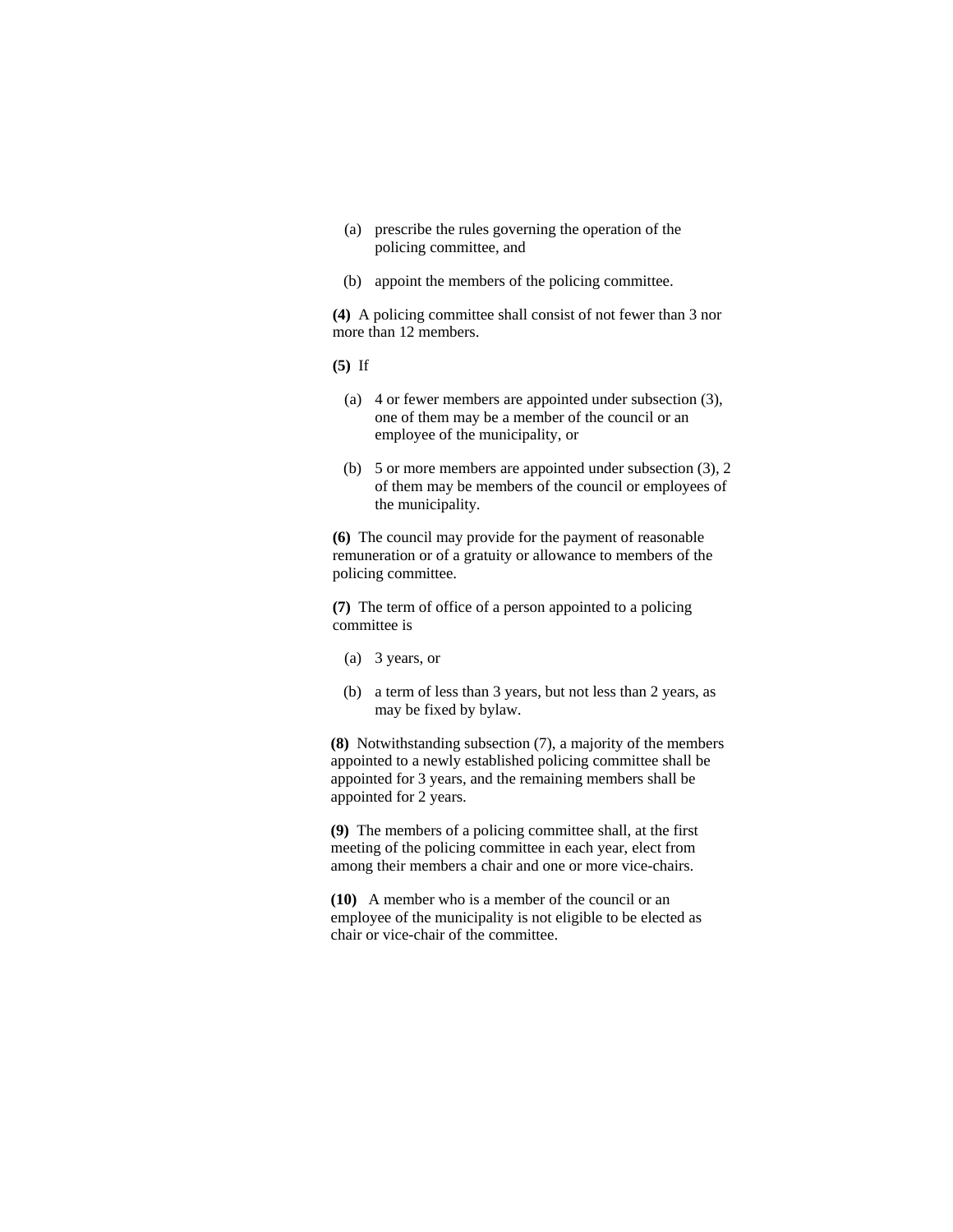(a) prescribe the rules governing the operation of the policing committee, and

(b) appoint the members of the policing committee.

**(4)** A policing committee shall consist of not fewer than 3 nor more than 12 members.

**(5)** If

(a) 4 or fewer members are appointed under subsection (3), one of them may be a member of the council or an employee of the municipality, or

(b) 5 or more members are appointed under subsection (3), 2 of them may be members of the council or employees of the municipality.

**(6)** The council may provide for the payment of reasonable remuneration or of a gratuity or allowance to members of the policing committee.

**(7)** The term of office of a person appointed to a policing committee is

(a) 3 years, or

(b) a term of less than 3 years, but not less than 2 years, as may be fixed by bylaw.

**(8)** Notwithstanding subsection (7), a majority of the members appointed to a newly established policing committee shall be appointed for 3 years, and the remaining members shall be appointed for 2 years.

**(9)** The members of a policing committee shall, at the first meeting of the policing committee in each year, elect from among their members a chair and one or more vice-chairs.

**(10)** A member who is a member of the council or an employee of the municipality is not eligible to be elected as chair or vice-chair of the committee.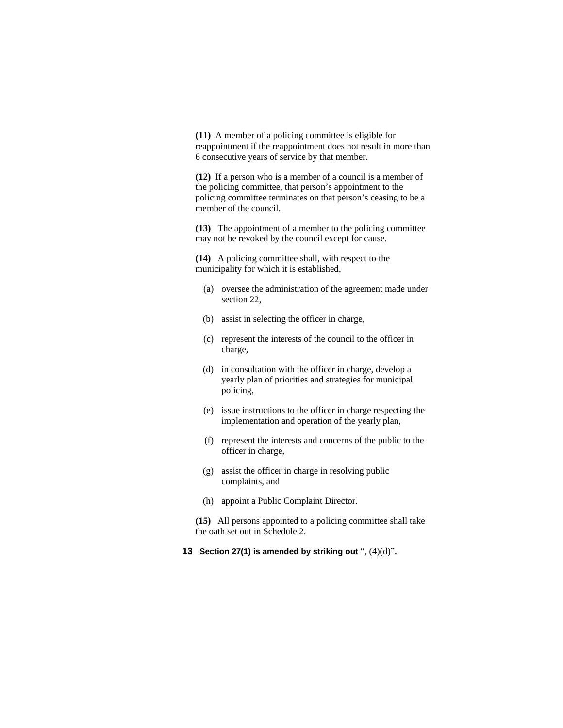**(11)** A member of a policing committee is eligible for reappointment if the reappointment does not result in more than 6 consecutive years of service by that member.

**(12)** If a person who is a member of a council is a member of the policing committee, that person's appointment to the policing committee terminates on that person's ceasing to be a member of the council.

**(13)** The appointment of a member to the policing committee may not be revoked by the council except for cause.

**(14)** A policing committee shall, with respect to the municipality for which it is established,

- (a) oversee the administration of the agreement made under section 22,
- (b) assist in selecting the officer in charge,
- (c) represent the interests of the council to the officer in charge,
- (d) in consultation with the officer in charge, develop a yearly plan of priorities and strategies for municipal policing,
- (e) issue instructions to the officer in charge respecting the implementation and operation of the yearly plan,
- (f) represent the interests and concerns of the public to the officer in charge,
- (g) assist the officer in charge in resolving public complaints, and
- (h) appoint a Public Complaint Director.

**(15)** All persons appointed to a policing committee shall take the oath set out in Schedule 2.

**13 Section 27(1) is amended by striking out** ", (4)(d)"**.**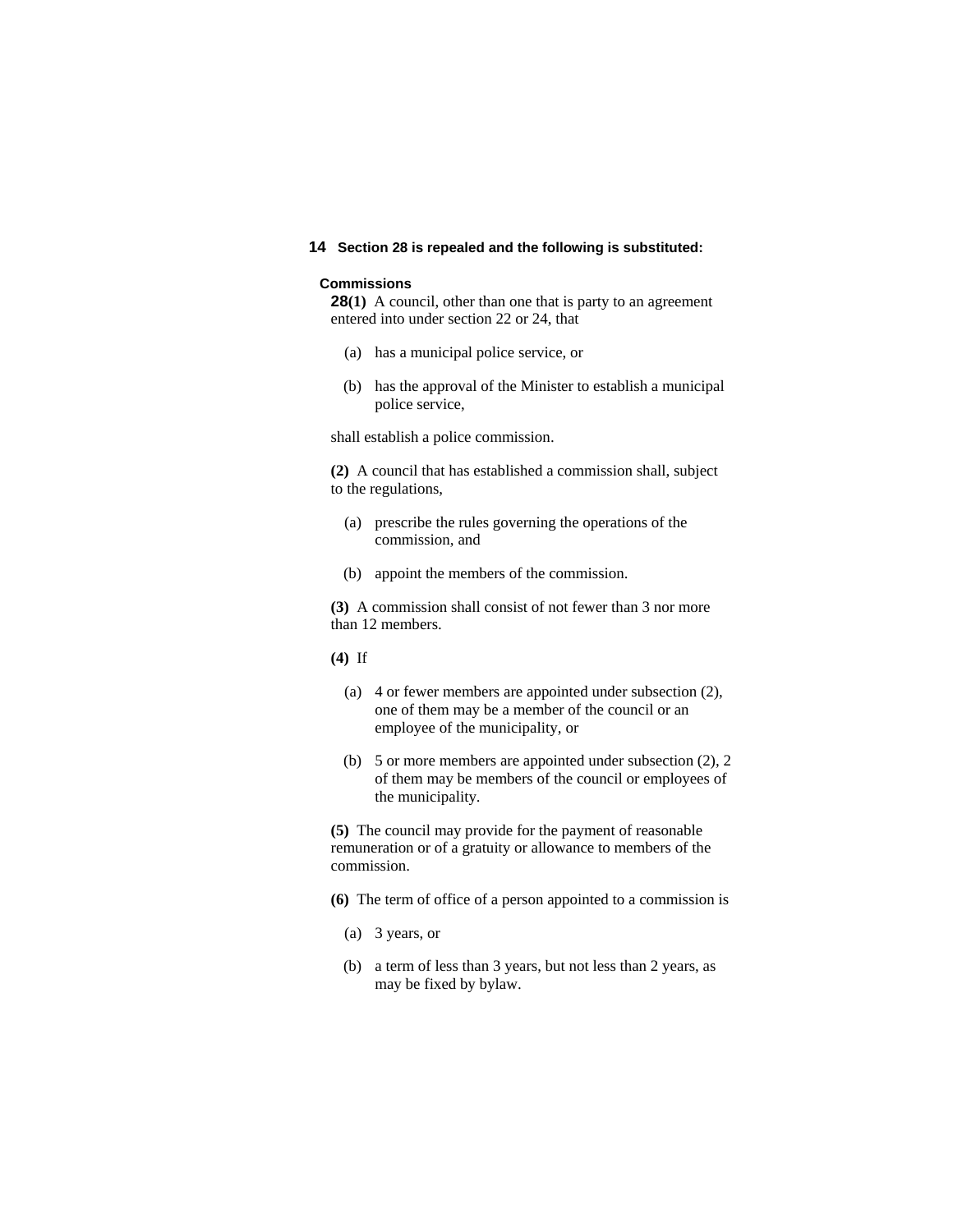**14 Section 28 is repealed and the following is substituted:**

**Commissions**

**28(1)** A council, other than one that is party to an agreement entered into under section 22 or 24, that

(a) has a municipal police service, or

(b) has the approval of the Minister to establish a municipal police service,

shall establish a police commission.

**(2)** A council that has established a commission shall, subject to the regulations,

(a) prescribe the rules governing the operations of the commission, and

(b) appoint the members of the commission.

**(3)** A commission shall consist of not fewer than 3 nor more than 12 members.

**(4)** If

(a) 4 or fewer members are appointed under subsection (2), one of them may be a member of the council or an employee of the municipality, or

(b) 5 or more members are appointed under subsection (2), 2 of them may be members of the council or employees of the municipality.

**(5)** The council may provide for the payment of reasonable remuneration or of a gratuity or allowance to members of the commission.

**(6)** The term of office of a person appointed to a commission is

(a) 3 years, or

(b) a term of less than 3 years, but not less than 2 years, as may be fixed by bylaw.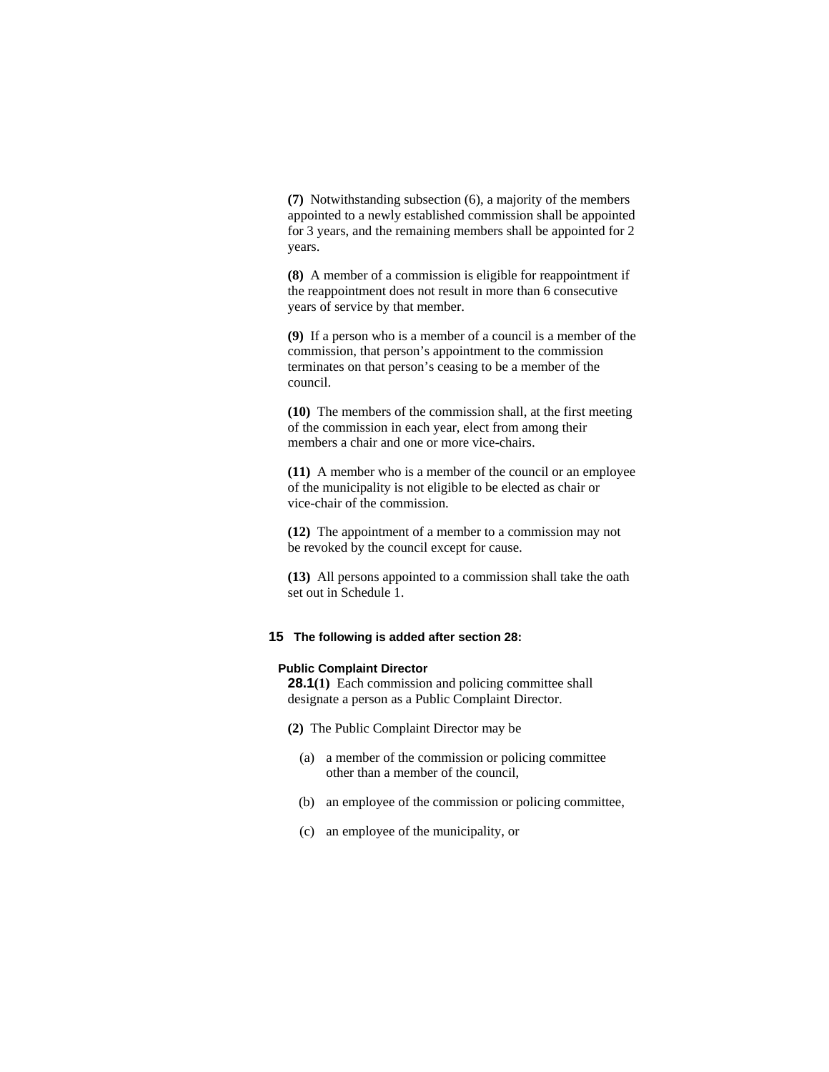**(7)** Notwithstanding subsection (6), a majority of the members appointed to a newly established commission shall be appointed for 3 years, and the remaining members shall be appointed for 2 years.

**(8)** A member of a commission is eligible for reappointment if the reappointment does not result in more than 6 consecutive years of service by that member.

**(9)** If a person who is a member of a council is a member of the commission, that person's appointment to the commission terminates on that person's ceasing to be a member of the council.

**(10)** The members of the commission shall, at the first meeting of the commission in each year, elect from among their members a chair and one or more vice-chairs.

**(11)** A member who is a member of the council or an employee of the municipality is not eligible to be elected as chair or vice-chair of the commission.

**(12)** The appointment of a member to a commission may not be revoked by the council except for cause.

**(13)** All persons appointed to a commission shall take the oath set out in Schedule 1.

**15 The following is added after section 28:**

**Public Complaint Director**

**28.1(1)** Each commission and policing committee shall designate a person as a Public Complaint Director.

**(2)** The Public Complaint Director may be

(a) a member of the commission or policing committee other than a member of the council,

(b) an employee of the commission or policing committee,

(c) an employee of the municipality, or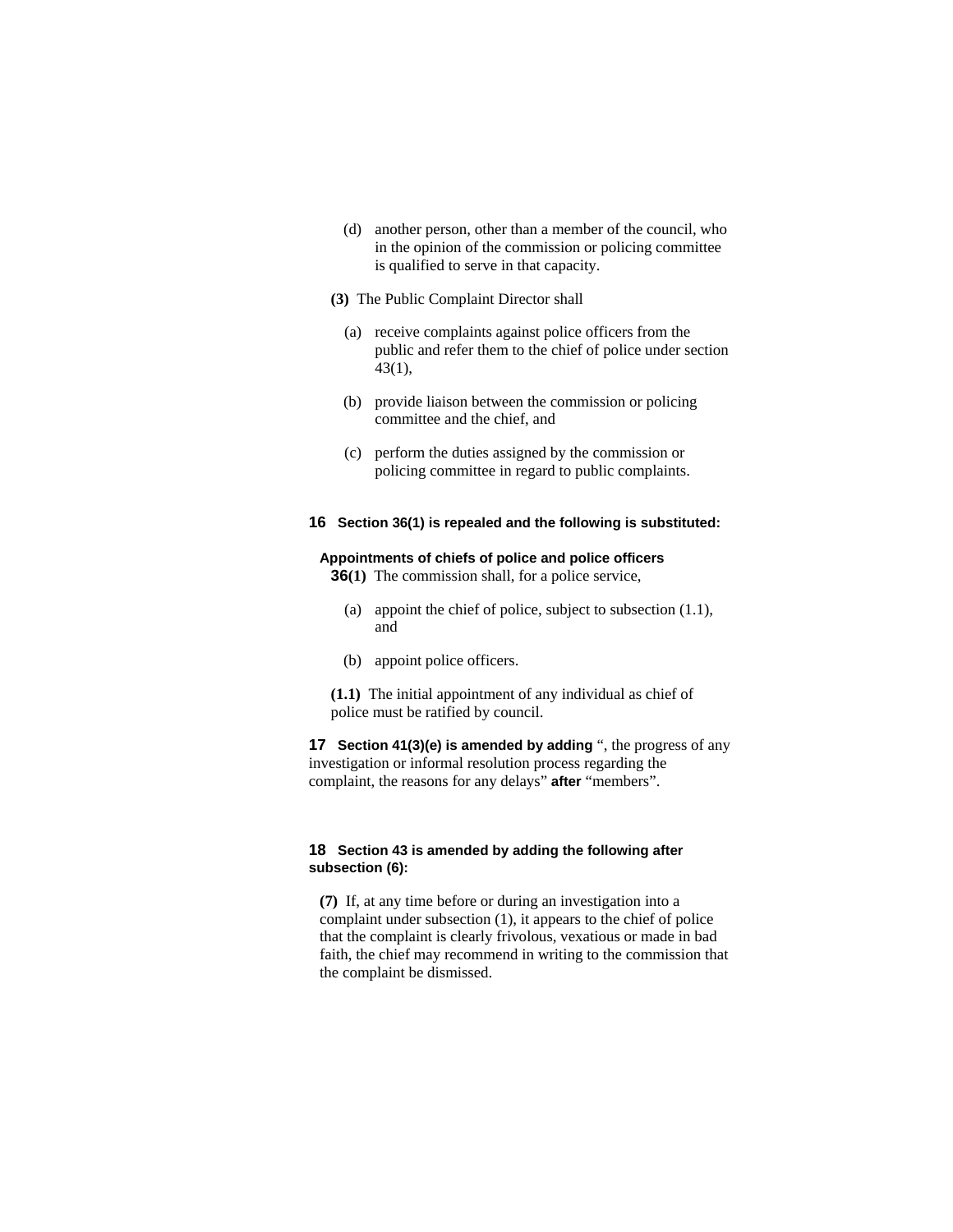(d) another person, other than a member of the council, who in the opinion of the commission or policing committee is qualified to serve in that capacity.

**(3)** The Public Complaint Director shall

(a) receive complaints against police officers from the public and refer them to the chief of police under section 43(1),

(b) provide liaison between the commission or policing committee and the chief, and

(c) perform the duties assigned by the commission or policing committee in regard to public complaints.

**16 Section 36(1) is repealed and the following is substituted:**

**Appointments of chiefs of police and police officers**

**36(1)** The commission shall, for a police service,

(a) appoint the chief of police, subject to subsection (1.1), and

(b) appoint police officers.

**(1.1)** The initial appointment of any individual as chief of police must be ratified by council.

**17 Section 41(3)(e) is amended by adding** ", the progress of any investigation or informal resolution process regarding the complaint, the reasons for any delays" **after** "members".

**18 Section 43 is amended by adding the following after subsection (6):**

**(7)** If, at any time before or during an investigation into a complaint under subsection (1), it appears to the chief of police that the complaint is clearly frivolous, vexatious or made in bad faith, the chief may recommend in writing to the commission that the complaint be dismissed.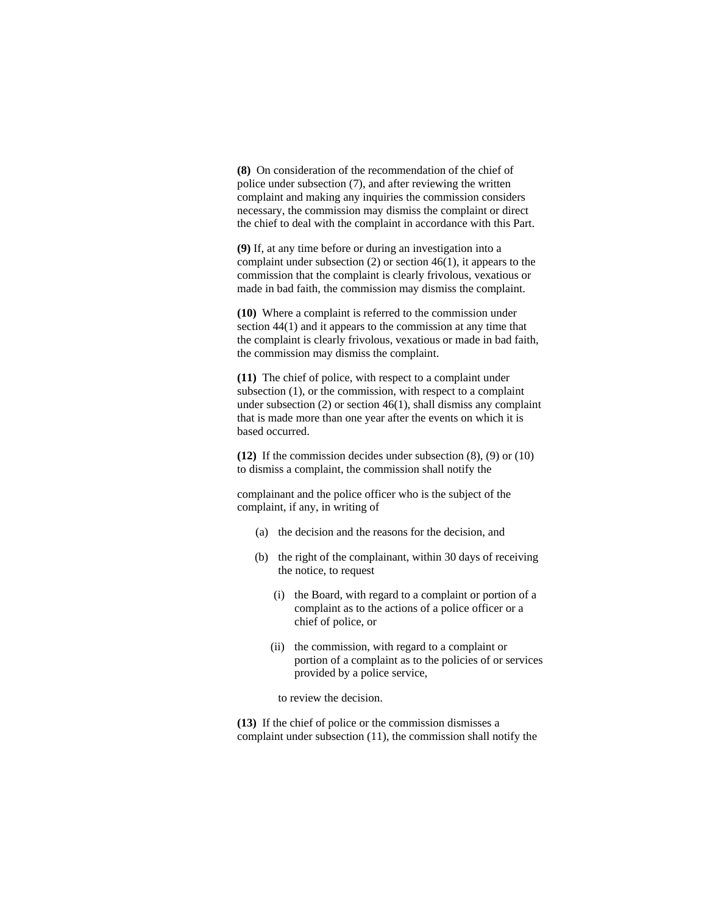**(8)** On consideration of the recommendation of the chief of police under subsection (7), and after reviewing the written complaint and making any inquiries the commission considers necessary, the commission may dismiss the complaint or direct the chief to deal with the complaint in accordance with this Part.

**(9)** If, at any time before or during an investigation into a complaint under subsection (2) or section 46(1), it appears to the commission that the complaint is clearly frivolous, vexatious or made in bad faith, the commission may dismiss the complaint.

**(10)** Where a complaint is referred to the commission under section 44(1) and it appears to the commission at any time that the complaint is clearly frivolous, vexatious or made in bad faith, the commission may dismiss the complaint.

**(11)** The chief of police, with respect to a complaint under subsection (1), or the commission, with respect to a complaint under subsection (2) or section 46(1), shall dismiss any complaint that is made more than one year after the events on which it is based occurred.

**(12)** If the commission decides under subsection (8), (9) or (10) to dismiss a complaint, the commission shall notify the complainant and the police officer who is the subject of the complaint, if any, in writing of

(a) the decision and the reasons for the decision, and

(b) the right of the complainant, within 30 days of receiving the notice, to request

(i) the Board, with regard to a complaint or portion of a complaint as to the actions of a police officer or a chief of police, or

(ii) the commission, with regard to a complaint or portion of a complaint as to the policies of or services provided by a police service,

to review the decision.

**(13)** If the chief of police or the commission dismisses a complaint under subsection (11), the commission shall notify the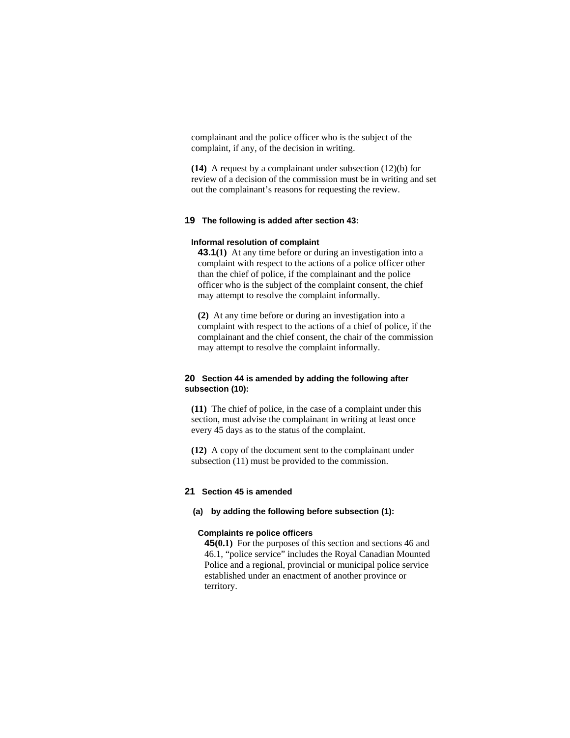complainant and the police officer who is the subject of the complaint, if any, of the decision in writing.

**(14)** A request by a complainant under subsection (12)(b) for review of a decision of the commission must be in writing and set out the complainant's reasons for requesting the review.

**19 The following is added after section 43:**

**Informal resolution of complaint**

**43.1(1)** At any time before or during an investigation into a complaint with respect to the actions of a police officer other than the chief of police, if the complainant and the police officer who is the subject of the complaint consent, the chief may attempt to resolve the complaint informally.

**(2)** At any time before or during an investigation into a complaint with respect to the actions of a chief of police, if the complainant and the chief consent, the chair of the commission may attempt to resolve the complaint informally.

**20 Section 44 is amended by adding the following after subsection (10):**

**(11)** The chief of police, in the case of a complaint under this section, must advise the complainant in writing at least once every 45 days as to the status of the complaint.

**(12)** A copy of the document sent to the complainant under subsection (11) must be provided to the commission.

**21 Section 45 is amended**

**(a) by adding the following before subsection (1):**

**Complaints re police officers**

**45(0.1)** For the purposes of this section and sections 46 and 46.1, "police service" includes the Royal Canadian Mounted Police and a regional, provincial or municipal police service established under an enactment of another province or territory.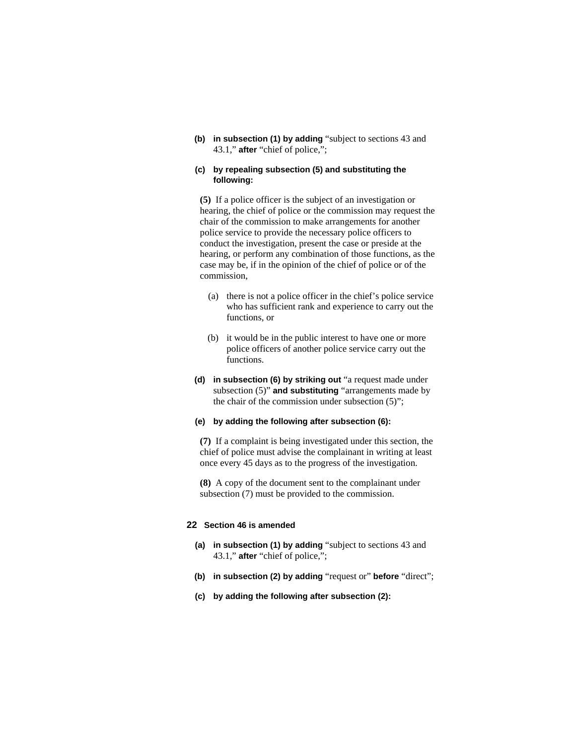**(b)** **in subsection (1) by adding** “subject to sections 43 and 43.1,” **after** “chief of police,”;

**(c)** **by repealing subsection (5) and substituting the following:**

**(5)** If a police officer is the subject of an investigation or hearing, the chief of police or the commission may request the chair of the commission to make arrangements for another police service to provide the necessary police officers to conduct the investigation, present the case or preside at the hearing, or perform any combination of those functions, as the case may be, if in the opinion of the chief of police or of the commission,

(a) there is not a police officer in the chief’s police service who has sufficient rank and experience to carry out the functions, or

(b) it would be in the public interest to have one or more police officers of another police service carry out the functions.

**(d)** **in subsection (6) by striking out** “a request made under subsection (5)” **and substituting** “arrangements made by the chair of the commission under subsection (5)”;

**(e)** **by adding the following after subsection (6):**

**(7)** If a complaint is being investigated under this section, the chief of police must advise the complainant in writing at least once every 45 days as to the progress of the investigation.

**(8)** A copy of the document sent to the complainant under subsection (7) must be provided to the commission.

**22** **Section 46 is amended**

**(a)** **in subsection (1) by adding** “subject to sections 43 and 43.1,” **after** “chief of police,”;

**(b)** **in subsection (2) by adding** “request or” **before** “direct”;

**(c)** **by adding the following after subsection (2):**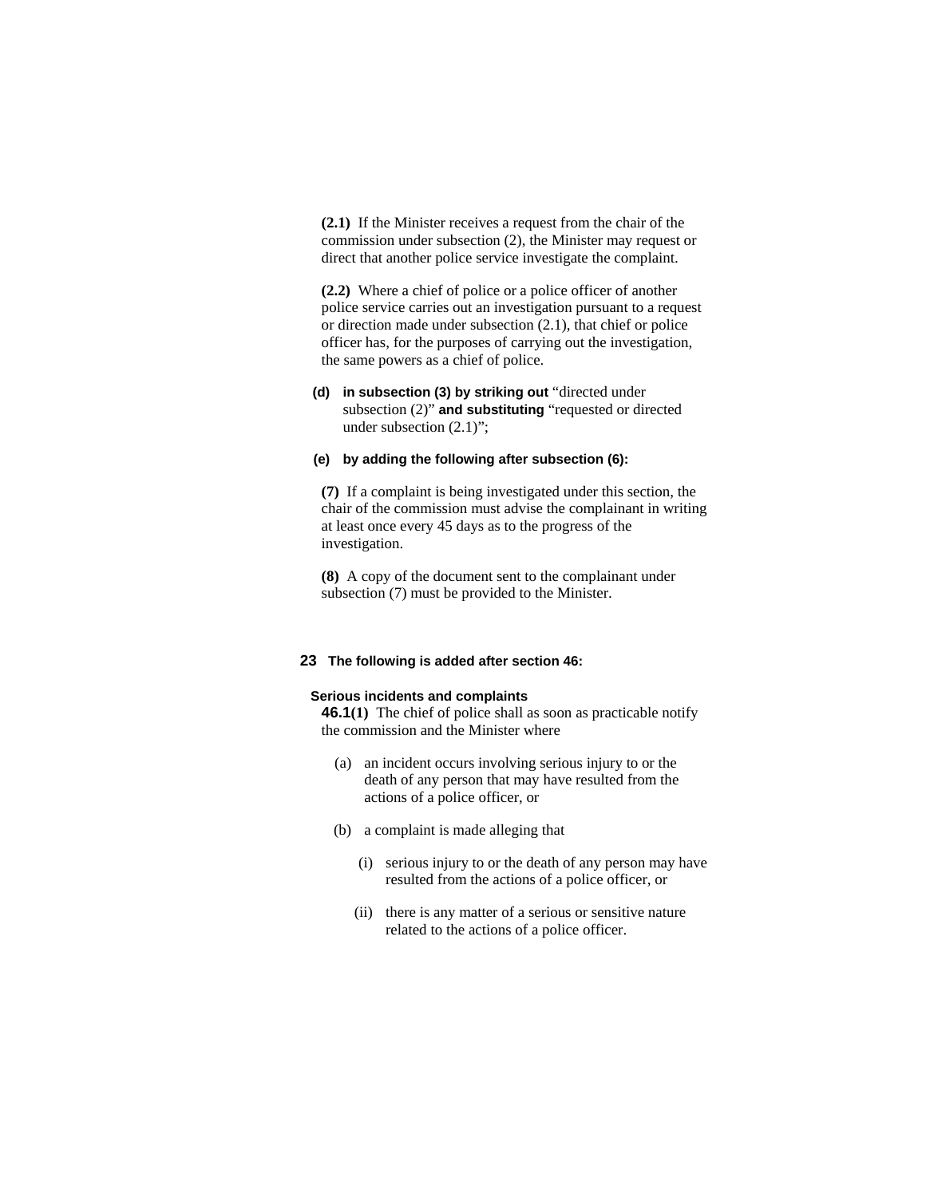**(2.1)** If the Minister receives a request from the chair of the commission under subsection (2), the Minister may request or direct that another police service investigate the complaint.

**(2.2)** Where a chief of police or a police officer of another police service carries out an investigation pursuant to a request or direction made under subsection (2.1), that chief or police officer has, for the purposes of carrying out the investigation, the same powers as a chief of police.

**(d) in subsection (3) by striking out** "directed under subsection (2)" **and substituting** "requested or directed under subsection (2.1)";

**(e) by adding the following after subsection (6):**

**(7)** If a complaint is being investigated under this section, the chair of the commission must advise the complainant in writing at least once every 45 days as to the progress of the investigation.

**(8)** A copy of the document sent to the complainant under subsection (7) must be provided to the Minister.

**23 The following is added after section 46:**

**Serious incidents and complaints**

**46.1(1)** The chief of police shall as soon as practicable notify the commission and the Minister where

(a) an incident occurs involving serious injury to or the death of any person that may have resulted from the actions of a police officer, or

(b) a complaint is made alleging that

(i) serious injury to or the death of any person may have resulted from the actions of a police officer, or

(ii) there is any matter of a serious or sensitive nature related to the actions of a police officer.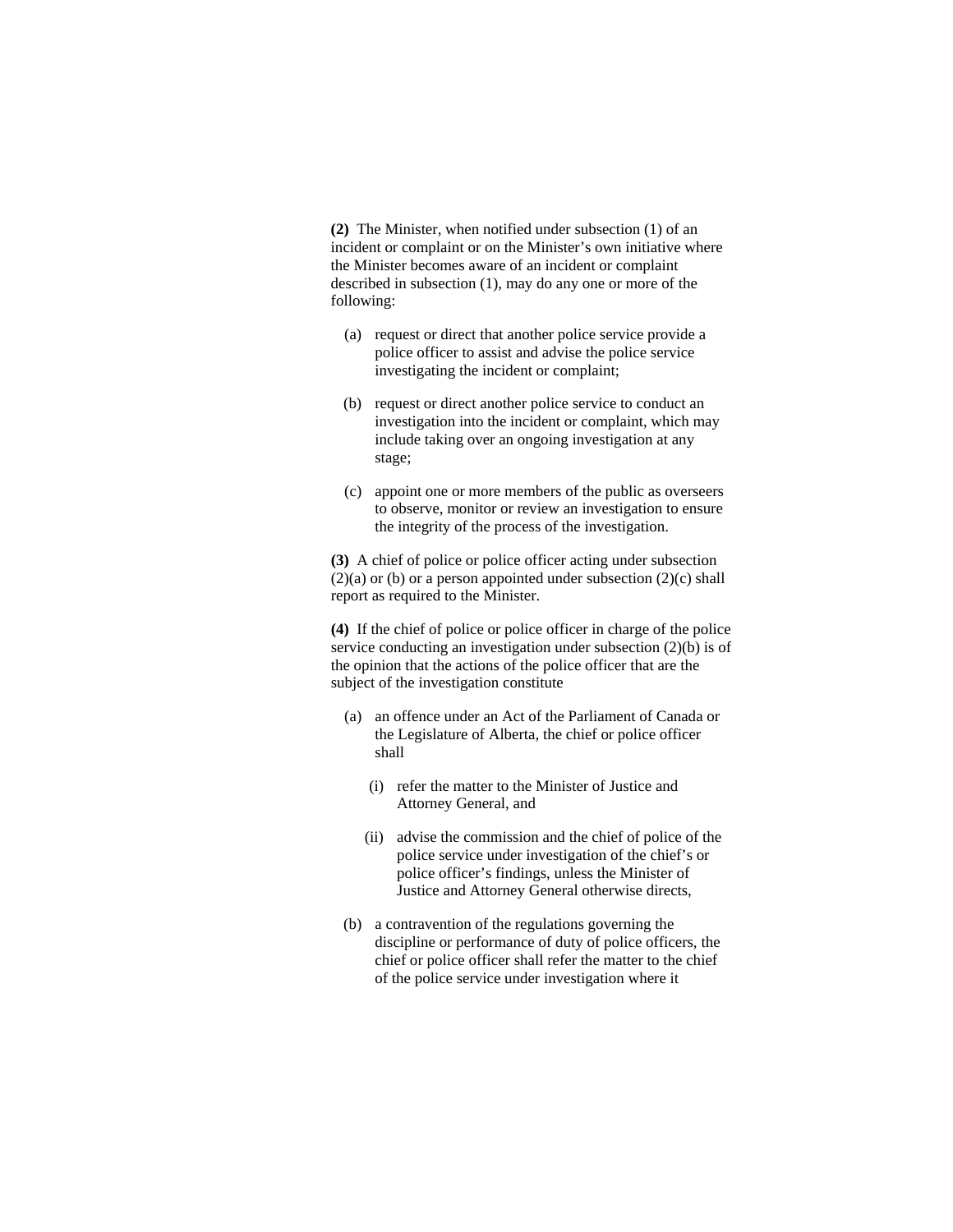**(2)** The Minister, when notified under subsection (1) of an incident or complaint or on the Minister's own initiative where the Minister becomes aware of an incident or complaint described in subsection (1), may do any one or more of the following:

- (a) request or direct that another police service provide a police officer to assist and advise the police service investigating the incident or complaint;
- (b) request or direct another police service to conduct an investigation into the incident or complaint, which may include taking over an ongoing investigation at any stage;
- (c) appoint one or more members of the public as overseers to observe, monitor or review an investigation to ensure the integrity of the process of the investigation.

**(3)** A chief of police or police officer acting under subsection (2)(a) or (b) or a person appointed under subsection (2)(c) shall report as required to the Minister.

**(4)** If the chief of police or police officer in charge of the police service conducting an investigation under subsection (2)(b) is of the opinion that the actions of the police officer that are the subject of the investigation constitute

- (a) an offence under an Act of the Parliament of Canada or the Legislature of Alberta, the chief or police officer shall
  - (i) refer the matter to the Minister of Justice and Attorney General, and
  - (ii) advise the commission and the chief of police of the police service under investigation of the chief's or police officer's findings, unless the Minister of Justice and Attorney General otherwise directs,
- (b) a contravention of the regulations governing the discipline or performance of duty of police officers, the chief or police officer shall refer the matter to the chief of the police service under investigation where it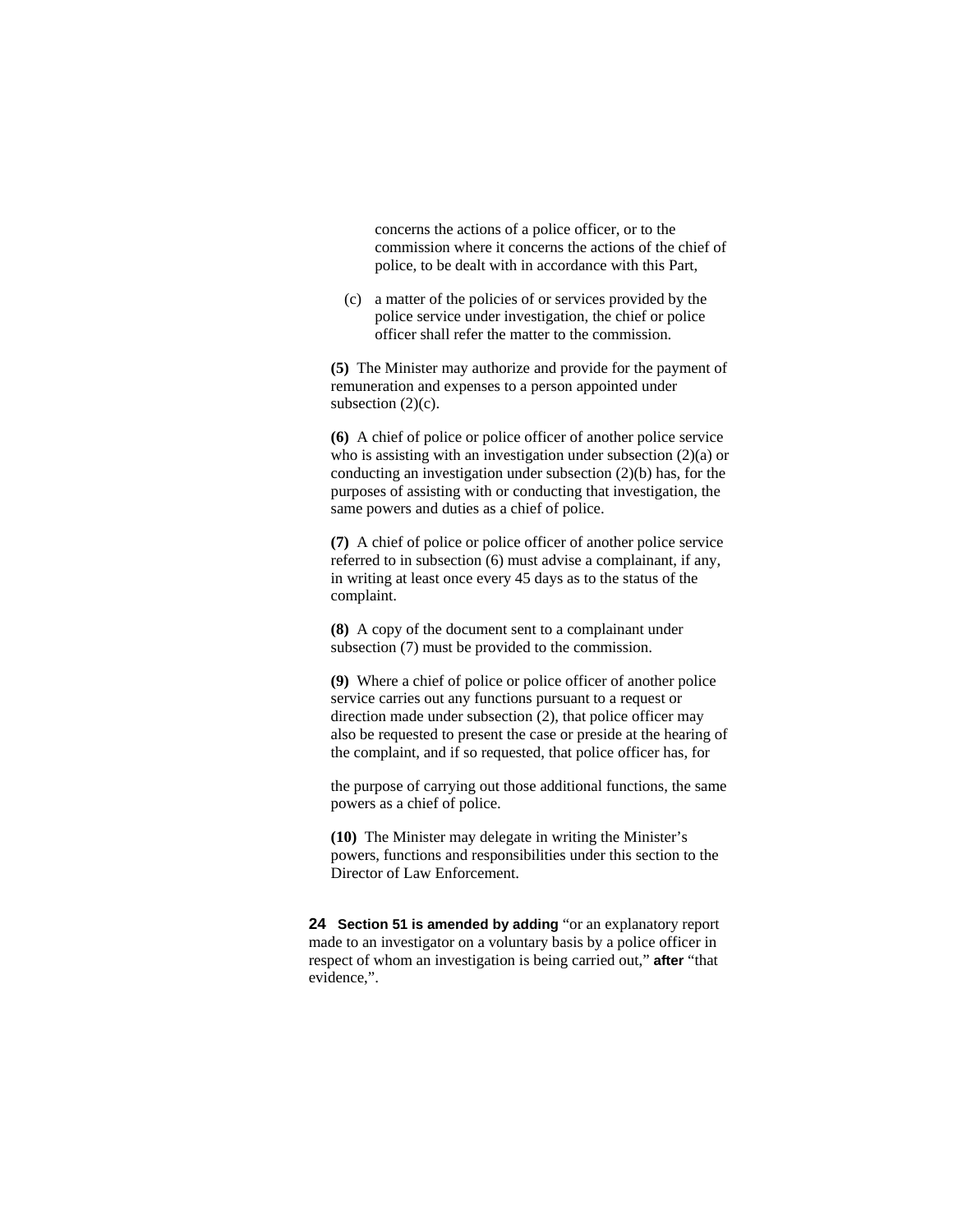concerns the actions of a police officer, or to the commission where it concerns the actions of the chief of police, to be dealt with in accordance with this Part,

(c) a matter of the policies of or services provided by the police service under investigation, the chief or police officer shall refer the matter to the commission.

**(5)** The Minister may authorize and provide for the payment of remuneration and expenses to a person appointed under subsection (2)(c).

**(6)** A chief of police or police officer of another police service who is assisting with an investigation under subsection (2)(a) or conducting an investigation under subsection (2)(b) has, for the purposes of assisting with or conducting that investigation, the same powers and duties as a chief of police.

**(7)** A chief of police or police officer of another police service referred to in subsection (6) must advise a complainant, if any, in writing at least once every 45 days as to the status of the complaint.

**(8)** A copy of the document sent to a complainant under subsection (7) must be provided to the commission.

**(9)** Where a chief of police or police officer of another police service carries out any functions pursuant to a request or direction made under subsection (2), that police officer may also be requested to present the case or preside at the hearing of the complaint, and if so requested, that police officer has, for the purpose of carrying out those additional functions, the same powers as a chief of police.

**(10)** The Minister may delegate in writing the Minister's powers, functions and responsibilities under this section to the Director of Law Enforcement.

**24 Section 51 is amended by adding** "or an explanatory report made to an investigator on a voluntary basis by a police officer in respect of whom an investigation is being carried out," **after** "that evidence,".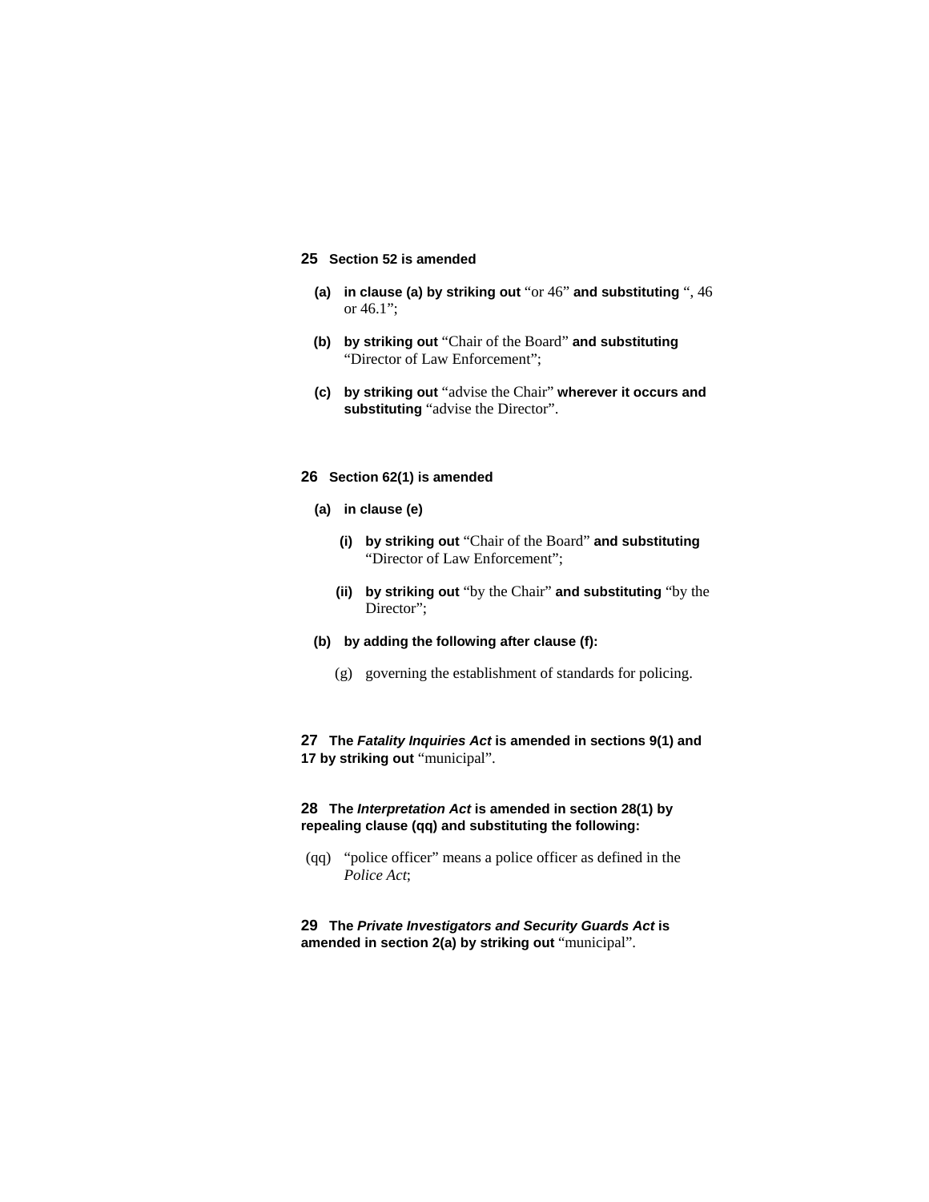**25** **Section 52 is amended**

**(a)** **in clause (a) by striking out** "or 46" **and substituting** ", 46 or 46.1";

**(b)** **by striking out** "Chair of the Board" **and substituting** "Director of Law Enforcement";

**(c)** **by striking out** "advise the Chair" **wherever it occurs and substituting** "advise the Director".

**26** **Section 62(1) is amended**

**(a)** **in clause (e)**

**(i)** **by striking out** "Chair of the Board" **and substituting** "Director of Law Enforcement";

**(ii)** **by striking out** "by the Chair" **and substituting** "by the Director";

**(b)** **by adding the following after clause (f):**

(g) governing the establishment of standards for policing.

**27** **The *Fatality Inquiries Act* is amended in sections 9(1) and 17 by striking out** "municipal".

**28** **The *Interpretation Act* is amended in section 28(1) by repealing clause (qq) and substituting the following:**

(qq) "police officer" means a police officer as defined in the *Police Act*;

**29** **The *Private Investigators and Security Guards Act* is amended in section 2(a) by striking out** "municipal".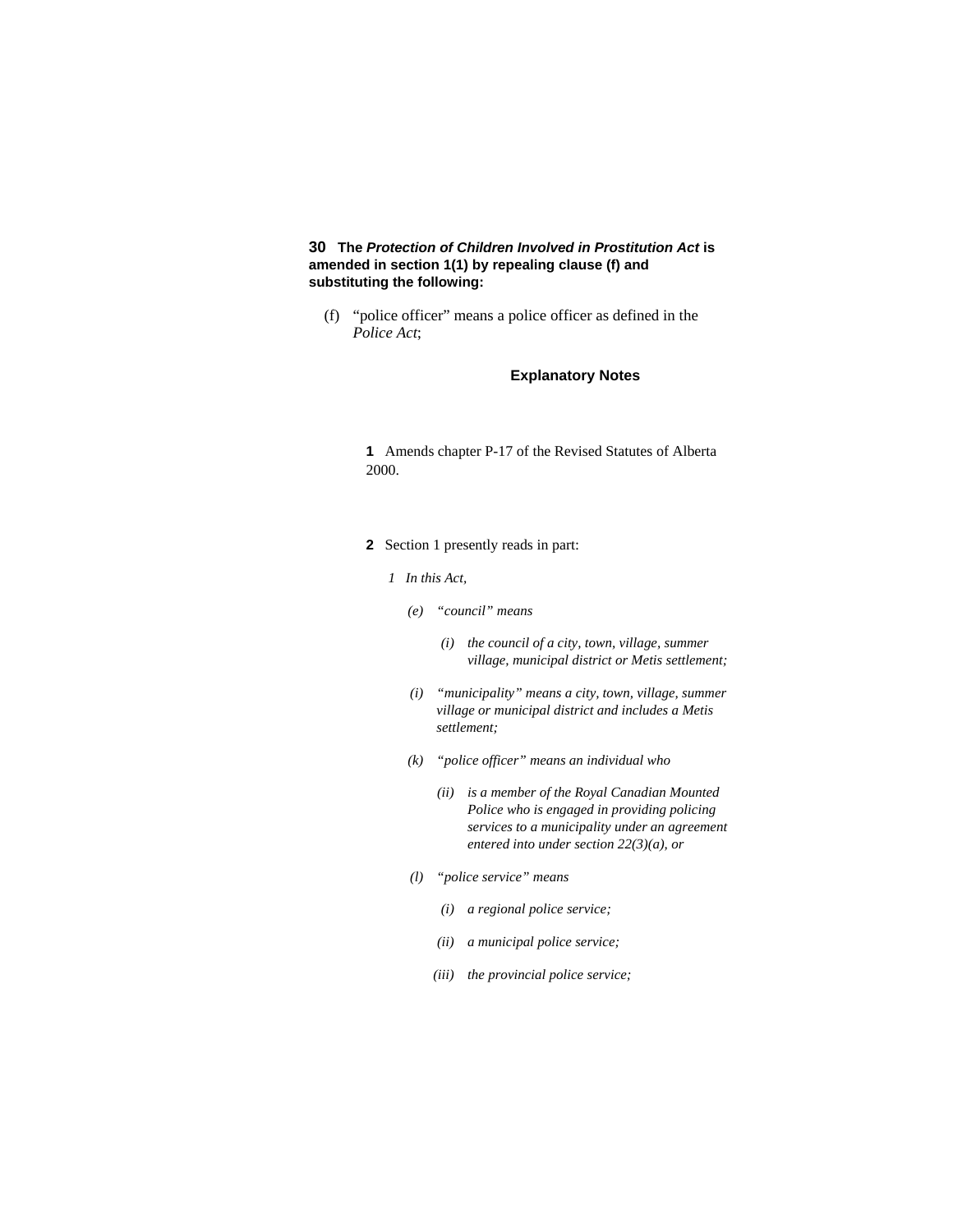**30 The *Protection of Children Involved in Prostitution Act* is amended in section 1(1) by repealing clause (f) and substituting the following:**

(f) "police officer" means a police officer as defined in the *Police Act*;

### Explanatory Notes

**1** Amends chapter P-17 of the Revised Statutes of Alberta 2000.

**2** Section 1 presently reads in part:

*1 In this Act,*

*(e) "council" means*

*(i) the council of a city, town, village, summer village, municipal district or Metis settlement;*

*(i) "municipality" means a city, town, village, summer village or municipal district and includes a Metis settlement;*

*(k) "police officer" means an individual who*

*(ii) is a member of the Royal Canadian Mounted Police who is engaged in providing policing services to a municipality under an agreement entered into under section 22(3)(a), or*

*(l) "police service" means*

*(i) a regional police service;*

*(ii) a municipal police service;*

*(iii) the provincial police service;*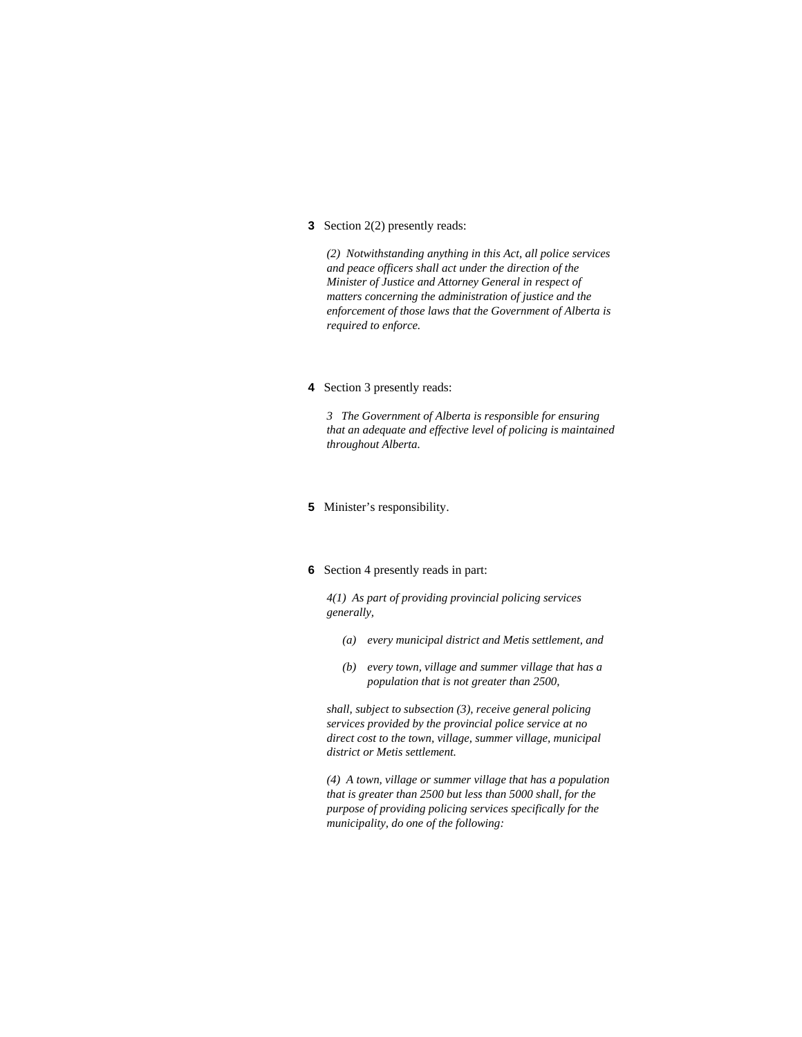**3** Section 2(2) presently reads:

*(2) Notwithstanding anything in this Act, all police services and peace officers shall act under the direction of the Minister of Justice and Attorney General in respect of matters concerning the administration of justice and the enforcement of those laws that the Government of Alberta is required to enforce.*

**4** Section 3 presently reads:

*3 The Government of Alberta is responsible for ensuring that an adequate and effective level of policing is maintained throughout Alberta.*

**5** Minister's responsibility.

**6** Section 4 presently reads in part:

*4(1) As part of providing provincial policing services generally,*

*(a) every municipal district and Metis settlement, and*

*(b) every town, village and summer village that has a population that is not greater than 2500,*

*shall, subject to subsection (3), receive general policing services provided by the provincial police service at no direct cost to the town, village, summer village, municipal district or Metis settlement.*

*(4) A town, village or summer village that has a population that is greater than 2500 but less than 5000 shall, for the purpose of providing policing services specifically for the municipality, do one of the following:*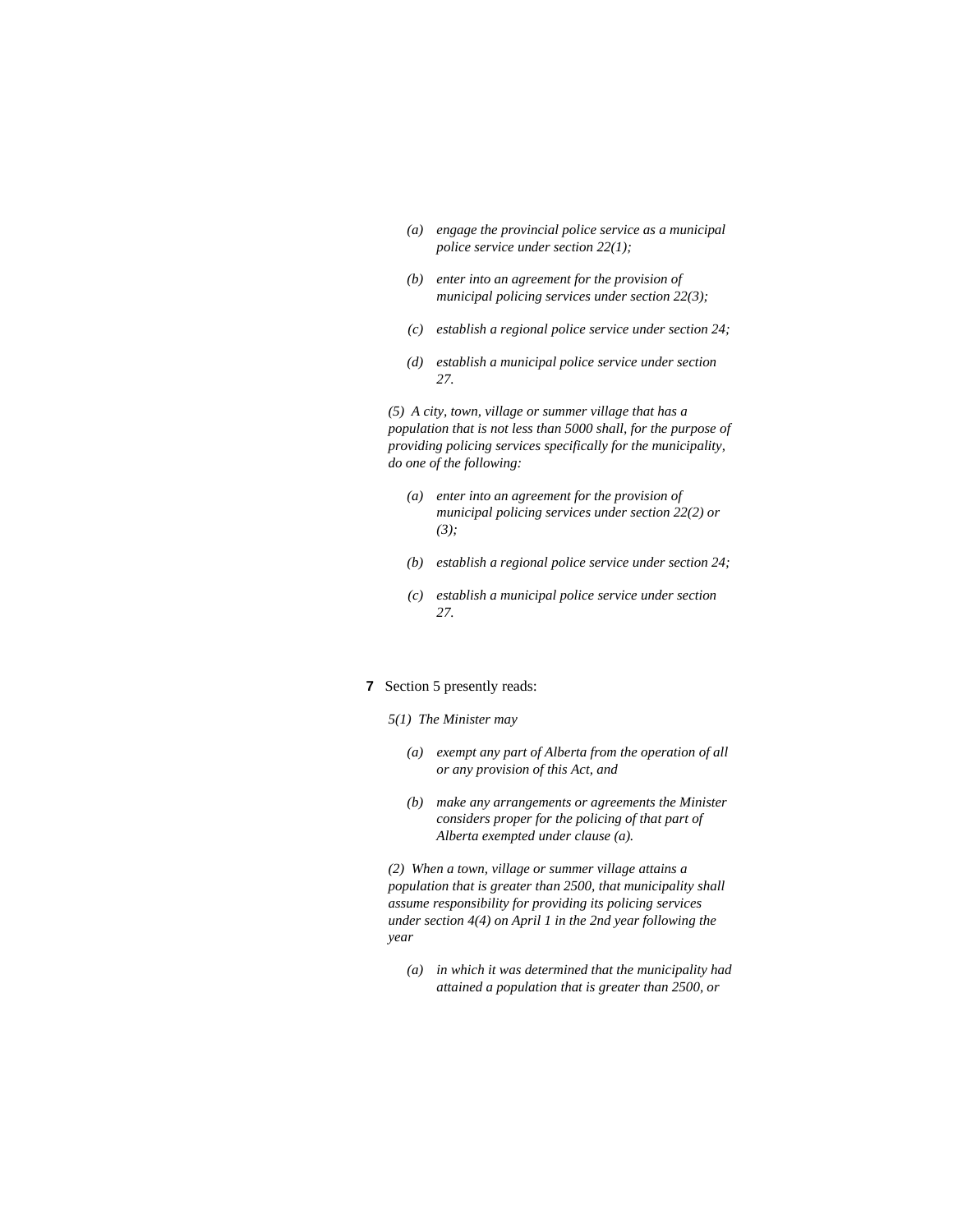*(a) engage the provincial police service as a municipal police service under section 22(1);*

*(b) enter into an agreement for the provision of municipal policing services under section 22(3);*

*(c) establish a regional police service under section 24;*

*(d) establish a municipal police service under section 27.*

*(5) A city, town, village or summer village that has a population that is not less than 5000 shall, for the purpose of providing policing services specifically for the municipality, do one of the following:*

*(a) enter into an agreement for the provision of municipal policing services under section 22(2) or (3);*

*(b) establish a regional police service under section 24;*

*(c) establish a municipal police service under section 27.*

**7** Section 5 presently reads:

*5(1) The Minister may*

*(a) exempt any part of Alberta from the operation of all or any provision of this Act, and*

*(b) make any arrangements or agreements the Minister considers proper for the policing of that part of Alberta exempted under clause (a).*

*(2) When a town, village or summer village attains a population that is greater than 2500, that municipality shall assume responsibility for providing its policing services under section 4(4) on April 1 in the 2nd year following the year*

*(a) in which it was determined that the municipality had attained a population that is greater than 2500, or*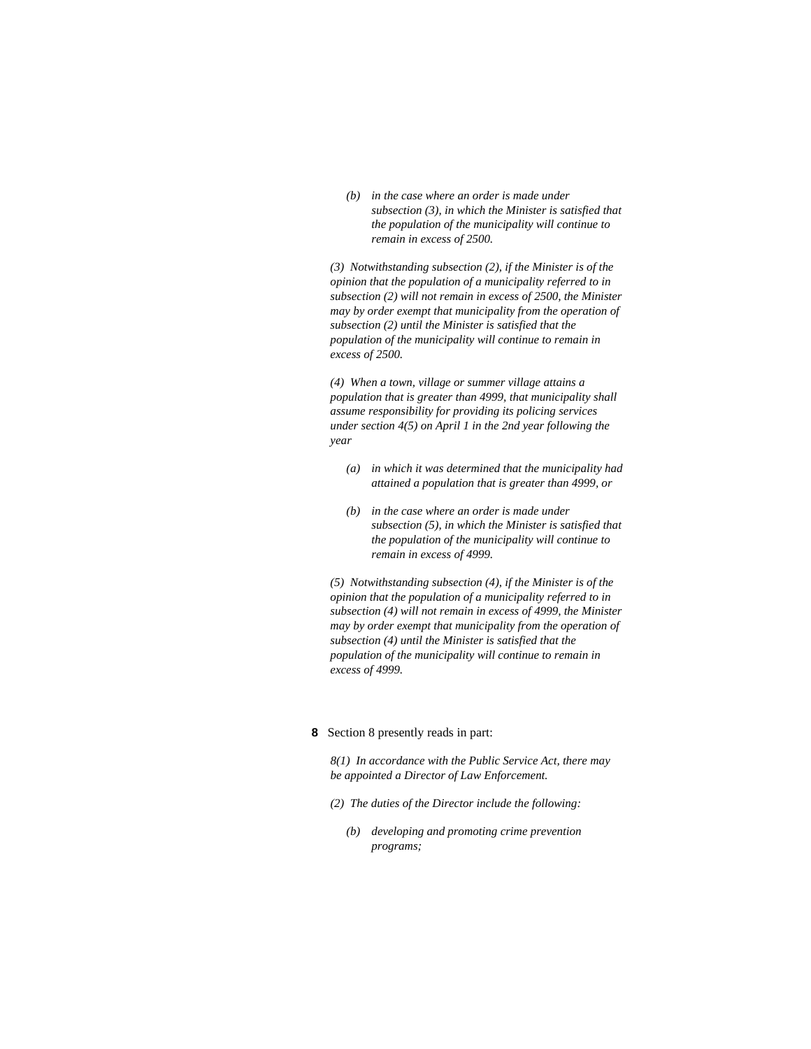*(b) in the case where an order is made under subsection (3), in which the Minister is satisfied that the population of the municipality will continue to remain in excess of 2500.*

*(3) Notwithstanding subsection (2), if the Minister is of the opinion that the population of a municipality referred to in subsection (2) will not remain in excess of 2500, the Minister may by order exempt that municipality from the operation of subsection (2) until the Minister is satisfied that the population of the municipality will continue to remain in excess of 2500.*

*(4) When a town, village or summer village attains a population that is greater than 4999, that municipality shall assume responsibility for providing its policing services under section 4(5) on April 1 in the 2nd year following the year*

*(a) in which it was determined that the municipality had attained a population that is greater than 4999, or*

*(b) in the case where an order is made under subsection (5), in which the Minister is satisfied that the population of the municipality will continue to remain in excess of 4999.*

*(5) Notwithstanding subsection (4), if the Minister is of the opinion that the population of a municipality referred to in subsection (4) will not remain in excess of 4999, the Minister may by order exempt that municipality from the operation of subsection (4) until the Minister is satisfied that the population of the municipality will continue to remain in excess of 4999.*

**8** Section 8 presently reads in part:

*8(1) In accordance with the Public Service Act, there may be appointed a Director of Law Enforcement.*

*(2) The duties of the Director include the following:*

*(b) developing and promoting crime prevention programs;*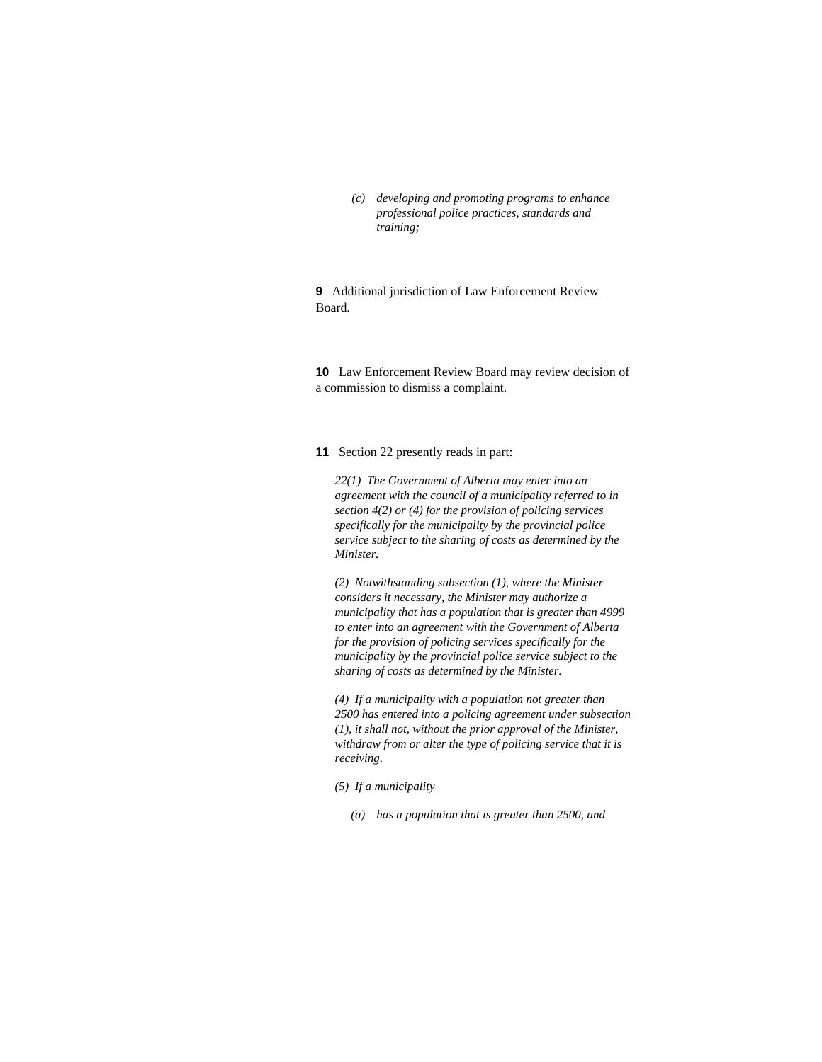*(c) developing and promoting programs to enhance professional police practices, standards and training;*

**9** Additional jurisdiction of Law Enforcement Review Board.

**10** Law Enforcement Review Board may review decision of a commission to dismiss a complaint.

**11** Section 22 presently reads in part:

*22(1) The Government of Alberta may enter into an agreement with the council of a municipality referred to in section 4(2) or (4) for the provision of policing services specifically for the municipality by the provincial police service subject to the sharing of costs as determined by the Minister.*

*(2) Notwithstanding subsection (1), where the Minister considers it necessary, the Minister may authorize a municipality that has a population that is greater than 4999 to enter into an agreement with the Government of Alberta for the provision of policing services specifically for the municipality by the provincial police service subject to the sharing of costs as determined by the Minister.*

*(4) If a municipality with a population not greater than 2500 has entered into a policing agreement under subsection (1), it shall not, without the prior approval of the Minister, withdraw from or alter the type of policing service that it is receiving.*

*(5) If a municipality*

*(a) has a population that is greater than 2500, and*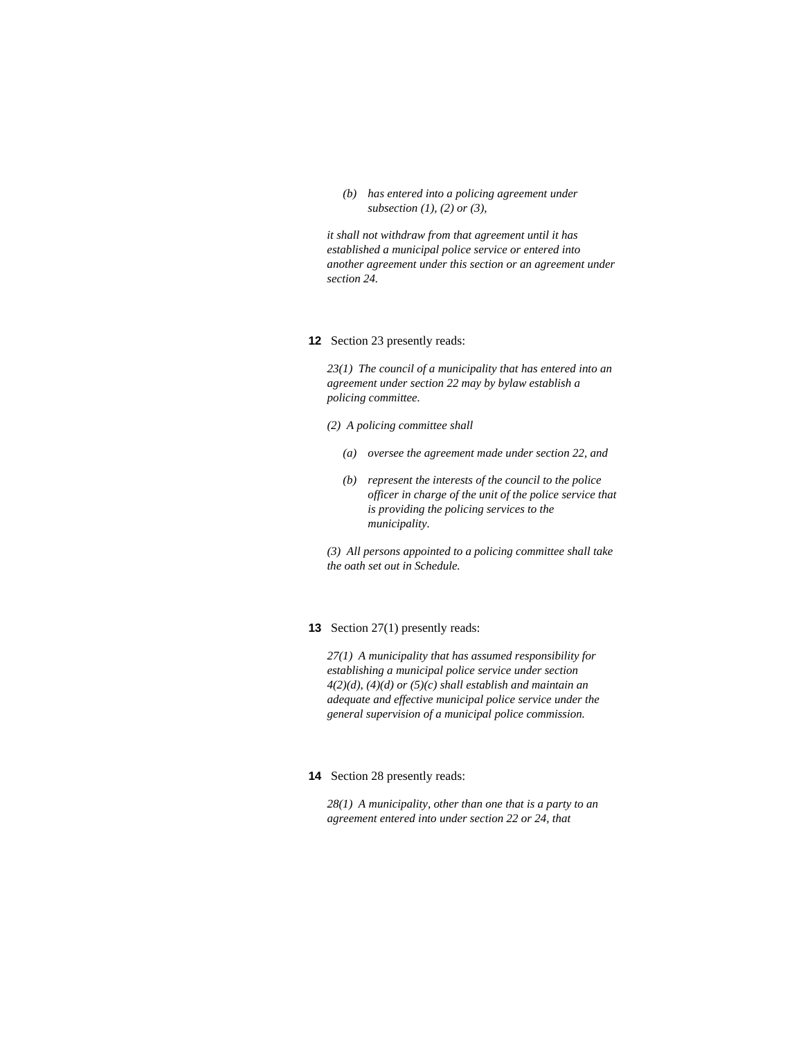*(b) has entered into a policing agreement under subsection (1), (2) or (3),*

*it shall not withdraw from that agreement until it has established a municipal police service or entered into another agreement under this section or an agreement under section 24.*

**12** Section 23 presently reads:

*23(1) The council of a municipality that has entered into an agreement under section 22 may by bylaw establish a policing committee.*

*(2) A policing committee shall*

*(a) oversee the agreement made under section 22, and*

*(b) represent the interests of the council to the police officer in charge of the unit of the police service that is providing the policing services to the municipality.*

*(3) All persons appointed to a policing committee shall take the oath set out in Schedule.*

**13** Section 27(1) presently reads:

*27(1) A municipality that has assumed responsibility for establishing a municipal police service under section 4(2)(d), (4)(d) or (5)(c) shall establish and maintain an adequate and effective municipal police service under the general supervision of a municipal police commission.*

**14** Section 28 presently reads:

*28(1) A municipality, other than one that is a party to an agreement entered into under section 22 or 24, that*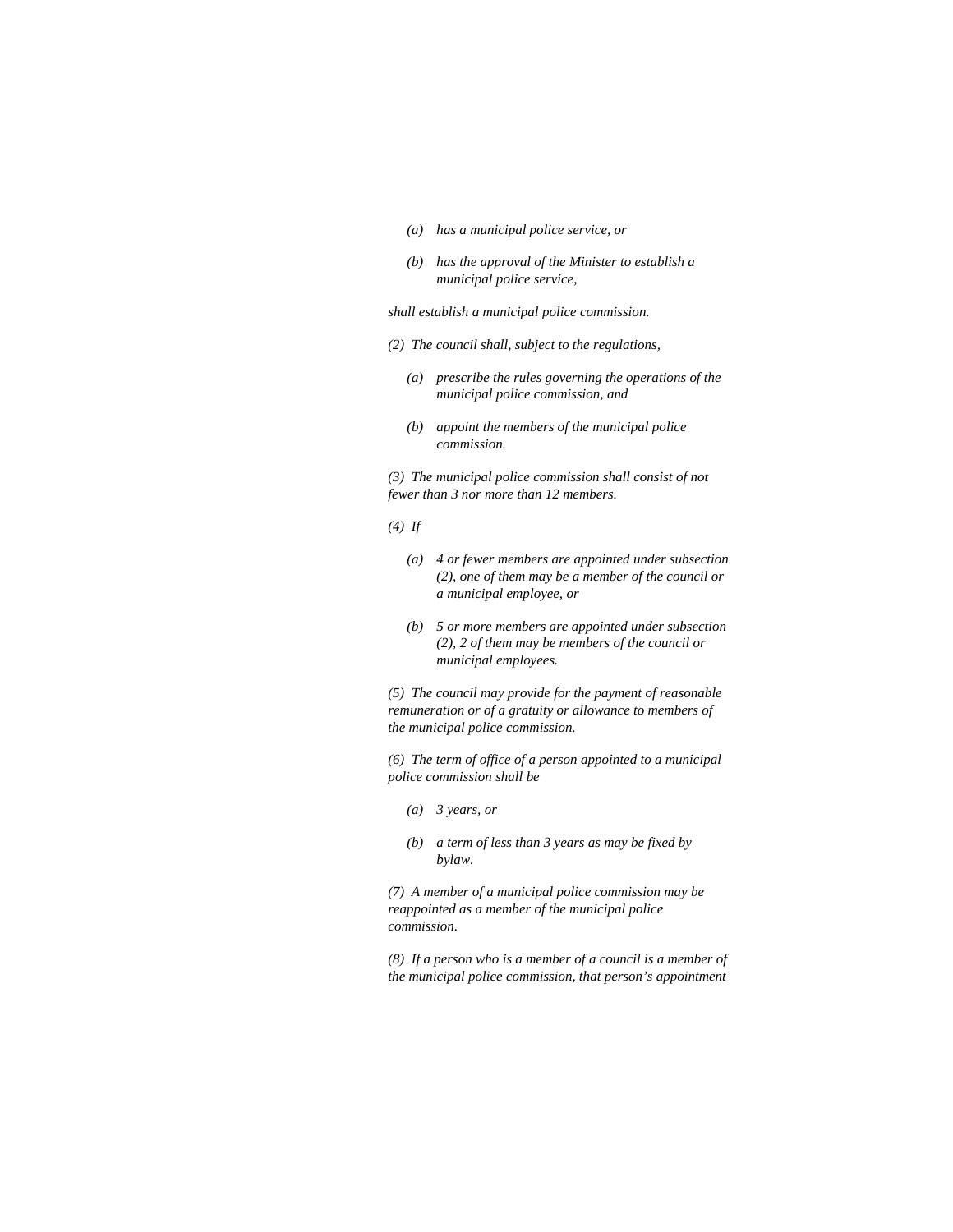*(a) has a municipal police service, or*

*(b) has the approval of the Minister to establish a municipal police service,*

*shall establish a municipal police commission.*

*(2) The council shall, subject to the regulations,*

*(a) prescribe the rules governing the operations of the municipal police commission, and*

*(b) appoint the members of the municipal police commission.*

*(3) The municipal police commission shall consist of not fewer than 3 nor more than 12 members.*

*(4) If*

*(a) 4 or fewer members are appointed under subsection (2), one of them may be a member of the council or a municipal employee, or*

*(b) 5 or more members are appointed under subsection (2), 2 of them may be members of the council or municipal employees.*

*(5) The council may provide for the payment of reasonable remuneration or of a gratuity or allowance to members of the municipal police commission.*

*(6) The term of office of a person appointed to a municipal police commission shall be*

*(a) 3 years, or*

*(b) a term of less than 3 years as may be fixed by bylaw.*

*(7) A member of a municipal police commission may be reappointed as a member of the municipal police commission.*

*(8) If a person who is a member of a council is a member of the municipal police commission, that person's appointment*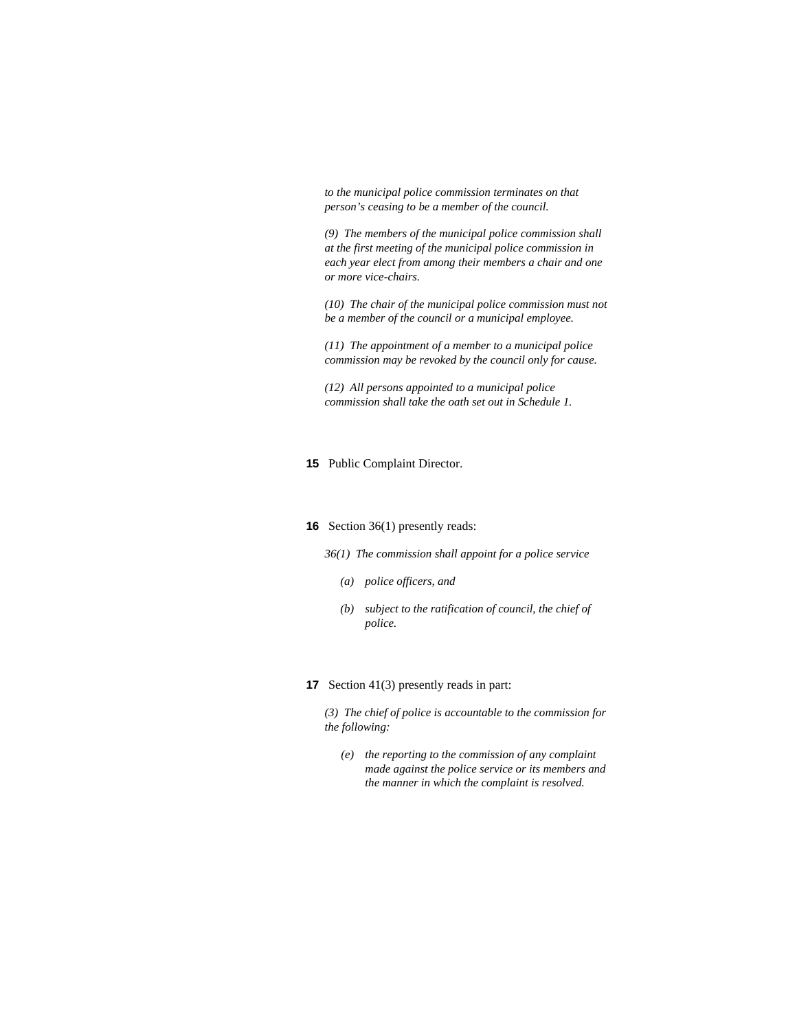*to the municipal police commission terminates on that person's ceasing to be a member of the council.*

*(9) The members of the municipal police commission shall at the first meeting of the municipal police commission in each year elect from among their members a chair and one or more vice-chairs.*

*(10) The chair of the municipal police commission must not be a member of the council or a municipal employee.*

*(11) The appointment of a member to a municipal police commission may be revoked by the council only for cause.*

*(12) All persons appointed to a municipal police commission shall take the oath set out in Schedule 1.*

**15** Public Complaint Director.

**16** Section 36(1) presently reads:

*36(1) The commission shall appoint for a police service*

*(a) police officers, and*

*(b) subject to the ratification of council, the chief of police.*

**17** Section 41(3) presently reads in part:

*(3) The chief of police is accountable to the commission for the following:*

*(e) the reporting to the commission of any complaint made against the police service or its members and the manner in which the complaint is resolved.*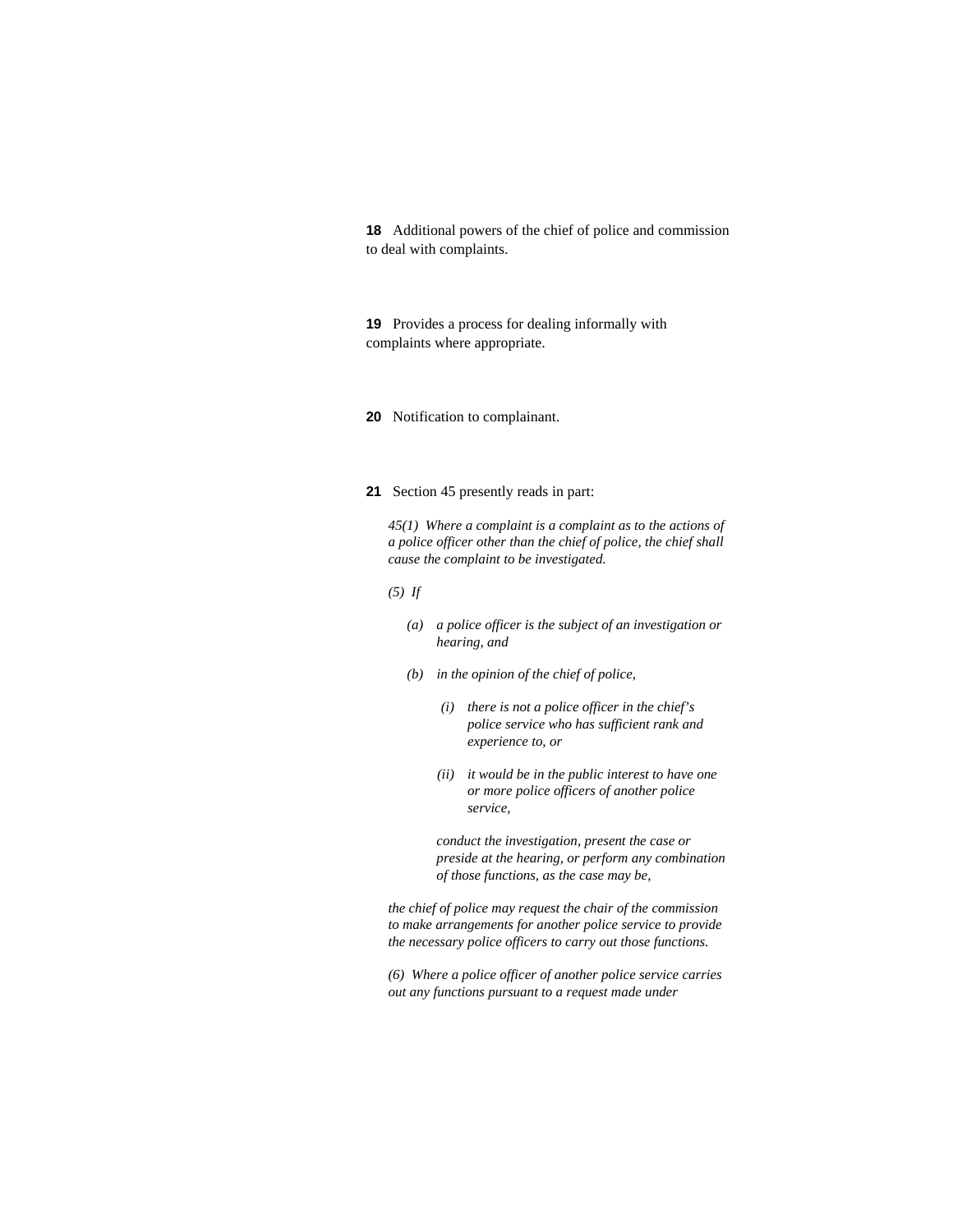**18** Additional powers of the chief of police and commission to deal with complaints.

**19** Provides a process for dealing informally with complaints where appropriate.

**20** Notification to complainant.

**21** Section 45 presently reads in part:

> *45(1) Where a complaint is a complaint as to the actions of a police officer other than the chief of police, the chief shall cause the complaint to be investigated.*
>
> *(5) If*
>
> > *(a) a police officer is the subject of an investigation or hearing, and*
> >
> > *(b) in the opinion of the chief of police,*
> >
> > > *(i) there is not a police officer in the chief's police service who has sufficient rank and experience to, or*
> > >
> > > *(ii) it would be in the public interest to have one or more police officers of another police service,*
> >
> > *conduct the investigation, present the case or preside at the hearing, or perform any combination of those functions, as the case may be,*
>
> *the chief of police may request the chair of the commission to make arrangements for another police service to provide the necessary police officers to carry out those functions.*
>
> *(6) Where a police officer of another police service carries out any functions pursuant to a request made under*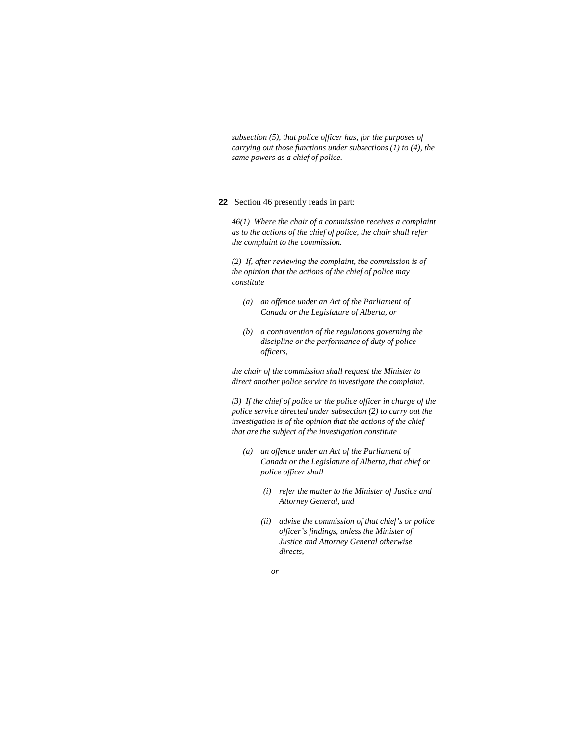*subsection (5), that police officer has, for the purposes of carrying out those functions under subsections (1) to (4), the same powers as a chief of police.*

**22** Section 46 presently reads in part:

*46(1) Where the chair of a commission receives a complaint as to the actions of the chief of police, the chair shall refer the complaint to the commission.*

*(2) If, after reviewing the complaint, the commission is of the opinion that the actions of the chief of police may constitute*

*(a) an offence under an Act of the Parliament of Canada or the Legislature of Alberta, or*

*(b) a contravention of the regulations governing the discipline or the performance of duty of police officers,*

*the chair of the commission shall request the Minister to direct another police service to investigate the complaint.*

*(3) If the chief of police or the police officer in charge of the police service directed under subsection (2) to carry out the investigation is of the opinion that the actions of the chief that are the subject of the investigation constitute*

*(a) an offence under an Act of the Parliament of Canada or the Legislature of Alberta, that chief or police officer shall*

*(i) refer the matter to the Minister of Justice and Attorney General, and*

*(ii) advise the commission of that chief's or police officer's findings, unless the Minister of Justice and Attorney General otherwise directs,*

*or*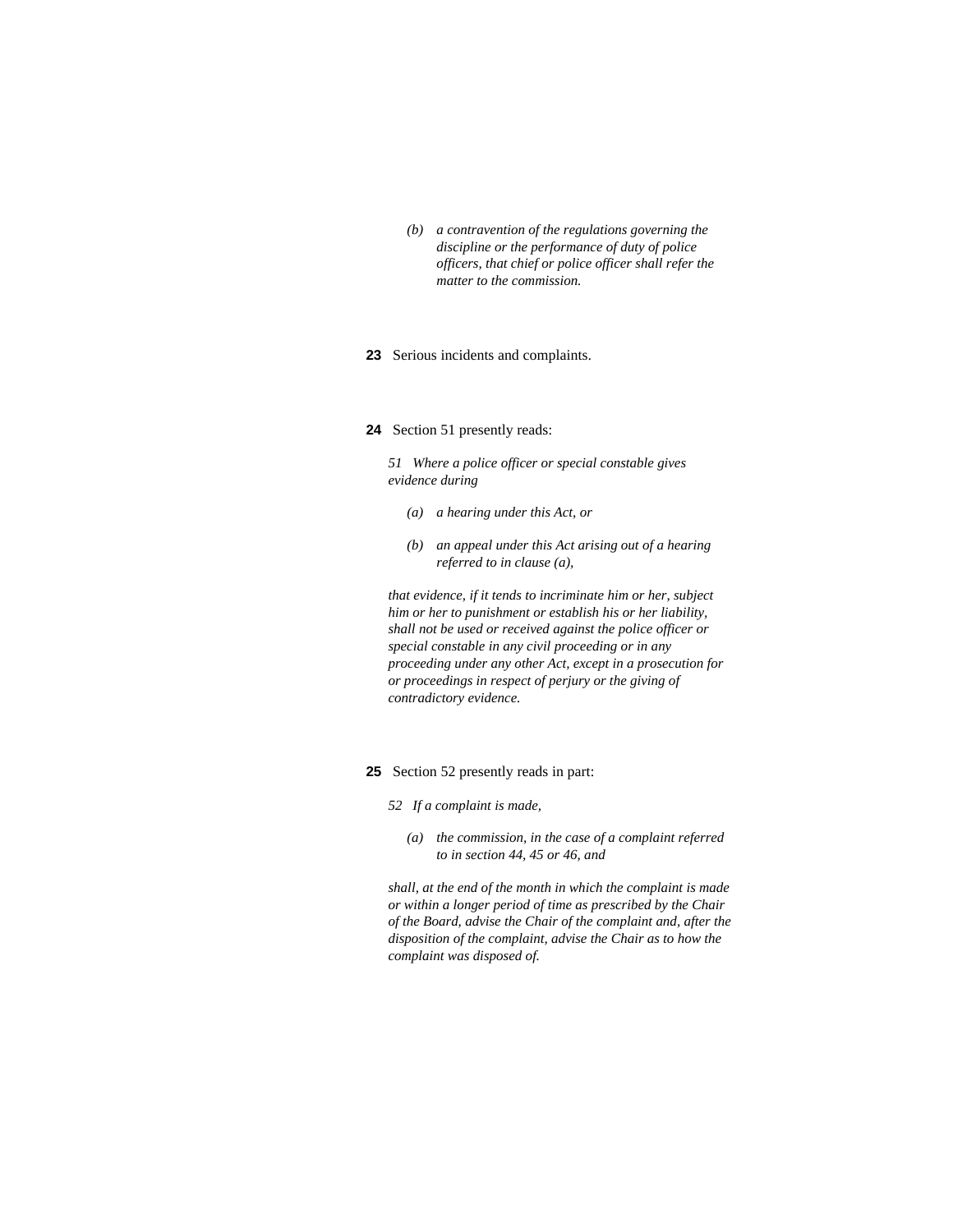*(b) a contravention of the regulations governing the discipline or the performance of duty of police officers, that chief or police officer shall refer the matter to the commission.*

**23** Serious incidents and complaints.

**24** Section 51 presently reads:

*51 Where a police officer or special constable gives evidence during*

*(a) a hearing under this Act, or*

*(b) an appeal under this Act arising out of a hearing referred to in clause (a),*

*that evidence, if it tends to incriminate him or her, subject him or her to punishment or establish his or her liability, shall not be used or received against the police officer or special constable in any civil proceeding or in any proceeding under any other Act, except in a prosecution for or proceedings in respect of perjury or the giving of contradictory evidence.*

**25** Section 52 presently reads in part:

*52 If a complaint is made,*

*(a) the commission, in the case of a complaint referred to in section 44, 45 or 46, and*

*shall, at the end of the month in which the complaint is made or within a longer period of time as prescribed by the Chair of the Board, advise the Chair of the complaint and, after the disposition of the complaint, advise the Chair as to how the complaint was disposed of.*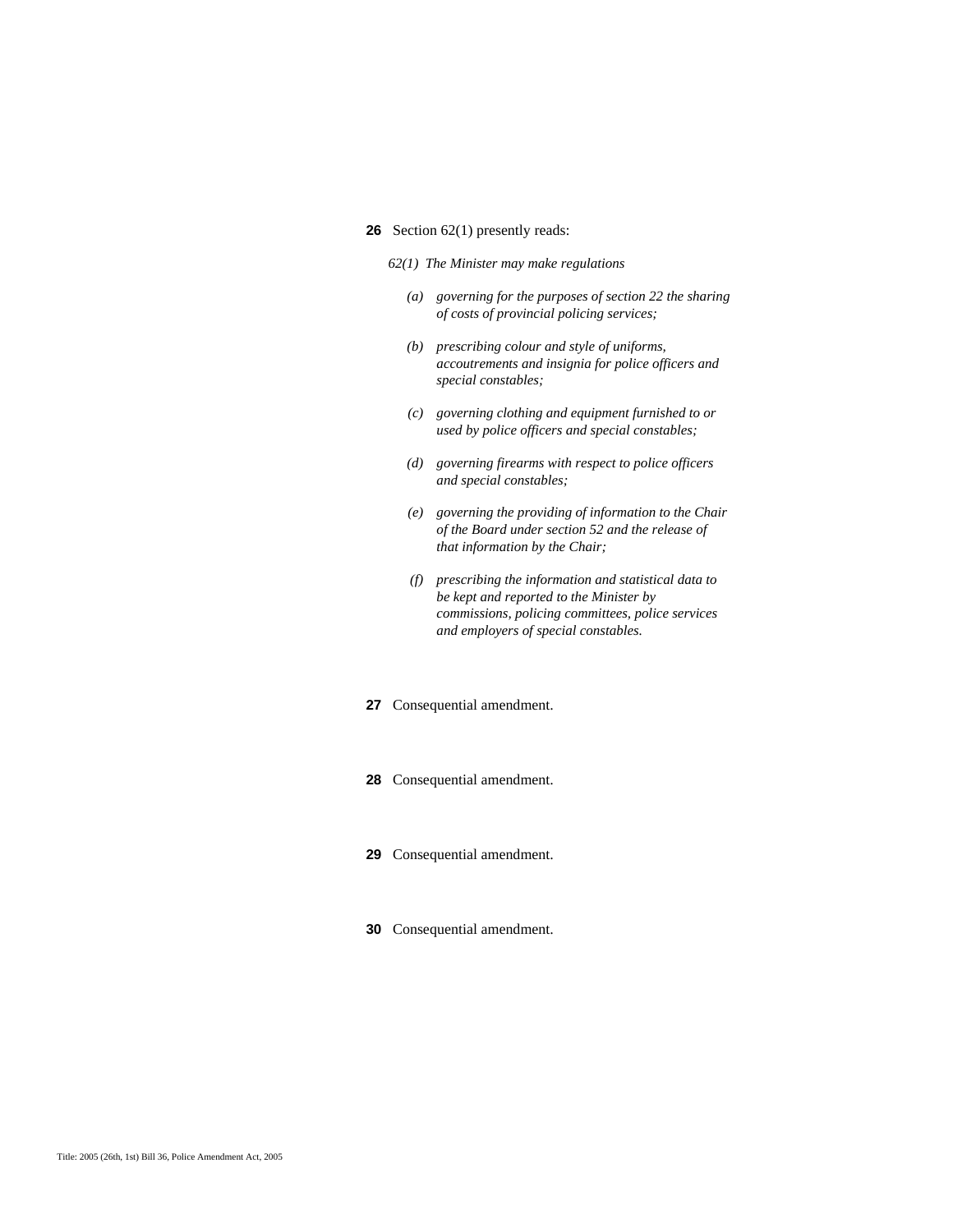**26** Section 62(1) presently reads:

*62(1) The Minister may make regulations*

- *(a) governing for the purposes of section 22 the sharing of costs of provincial policing services;*
- *(b) prescribing colour and style of uniforms, accoutrements and insignia for police officers and special constables;*
- *(c) governing clothing and equipment furnished to or used by police officers and special constables;*
- *(d) governing firearms with respect to police officers and special constables;*
- *(e) governing the providing of information to the Chair of the Board under section 52 and the release of that information by the Chair;*
- *(f) prescribing the information and statistical data to be kept and reported to the Minister by commissions, policing committees, police services and employers of special constables.*

**27** Consequential amendment.

**28** Consequential amendment.

**29** Consequential amendment.

**30** Consequential amendment.